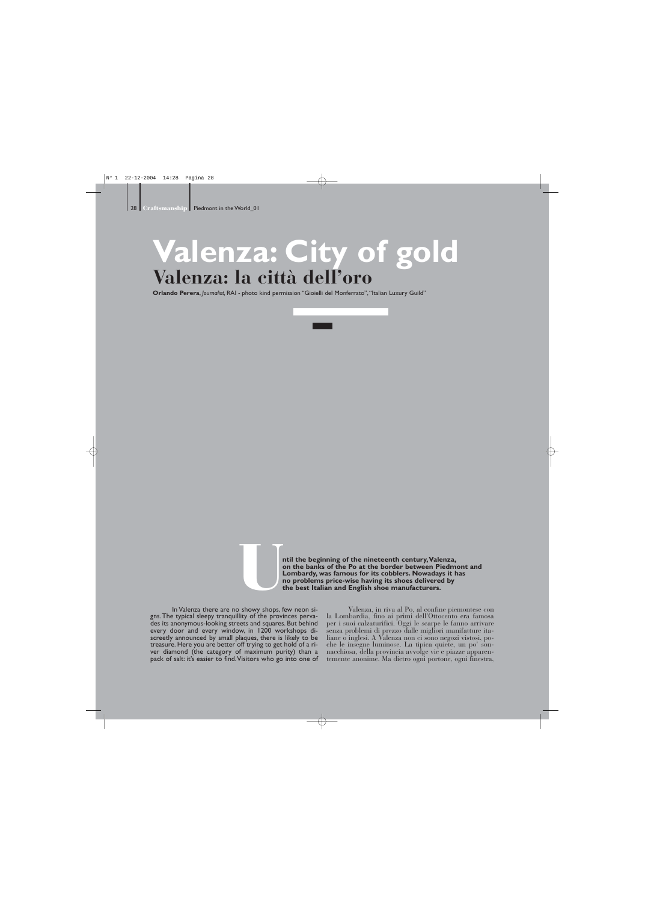# Valenza: City of gold

## Valenza: la città dell'oro

**Orlando Perera**, *Journalist*, RAI - photo kind permission "Gioielli del Monferrato", "Italian Luxury Guild"

**Until the beginning of the nineteenth century, Valenza, on the banks of the Po at the border between Piedmont and Lombardy, was famous for its cobblers. Nowadays it has no problems price-wise having its shoes delivered by the best Italian and English shoe manufacturers.**

In Valenza there are no showy shops, few neon signs. The typical sleepy tranquillity of the provinces pervades its anonymous-looking streets and squares. But behind every door and every window, in 1200 workshops discreetly announced by small plaques, there is likely to be treasure. Here you are better off trying to get hold of a river diamond (the category of maximum purity) than a pack of salt: it's easier to find. Visitors who go into one of

Valenza, in riva al Po, al confine piemontese con la Lombardia, fino ai primi dell'Ottocento era famosa per i suoi calzaturifici. Oggi le scarpe le fanno arrivare senza problemi di prezzo dalle migliori manifatture italiane o inglesi. A Valenza non ci sono negozi vistosi, poche le insegne luminose. La tipica quiete, un po' sonnacchiosa, della provincia avvolge vie e piazze apparentemente anonime. Ma dietro ogni portone, ogni finestra,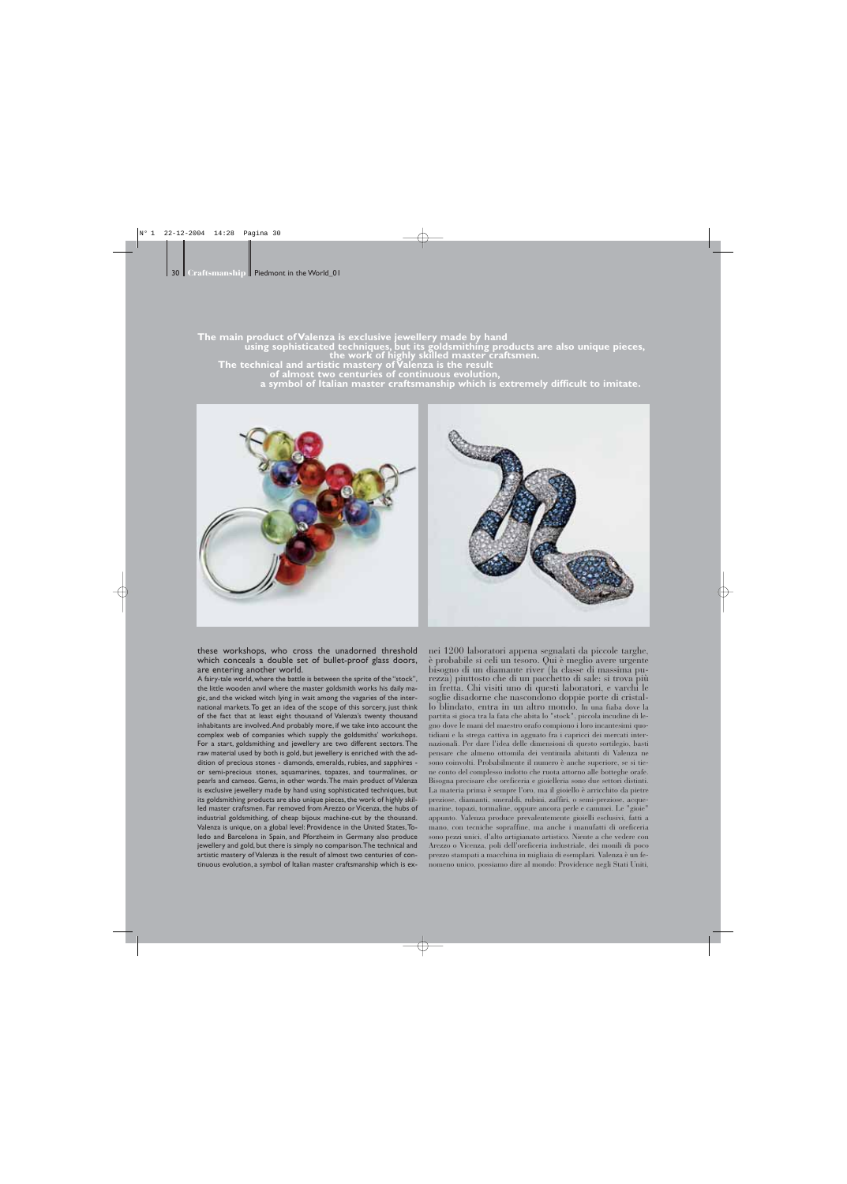**The main product of Valenza is exclusive jewellery made by hand using sophisticated techniques, but its goldsmithing products are also unique pieces, the work of highly skilled master craftsmen. The technical and artistic mastery of Valenza is the result of almost two centuries of continuous evolution, a symbol of Italian master craftsmanship which is extremely difficult to imitate.**

these workshops, who cross the unadorned threshold which conceals a double set of bullet-proof glass doors, are entering another world.

A fairy-tale world, where the battle is between the sprite of the "stock", the little wooden anvil where the master goldsmith works his daily magic, and the wicked witch lying in wait among the vagaries of the international markets. To get an idea of the scope of this sorcery, just think of the fact that at least eight thousand of Valenza's twenty thousand inhabitants are involved. And probably more, if we take into account the complex web of companies which supply the goldsmiths' workshops. For a start, goldsmithing and jewellery are two different sectors. The raw material used by both is gold, but jewellery is enriched with the addition of precious stones - diamonds, emeralds, rubies, and sapphires - or semi-precious stones, aquamarines, topazes, and tourmalines, or pearls and cameos. Gems, in other words. The main product of Valenza is exclusive jewellery made by hand using sophisticated techniques, but its goldsmithing products are also unique pieces, the work of highly skilled master craftsmen. Far removed from Arezzo or Vicenza, the hubs of industrial goldsmithing, of cheap bijoux machine-cut by the thousand. Valenza is unique, on a global level: Providence in the United States, Toledo and Barcelona in Spain, and Pforzheim in Germany also produce jewellery and gold, but there is simply no comparison. The technical and artistic mastery of Valenza is the result of almost two centuries of continuous evolution, a symbol of Italian master craftsmanship which is ex-

nei 1200 laboratori appena segnalati da piccole targhe, è probabile si celi un tesoro. Qui è meglio avere urgente bisogno di un diamante river (la classe di massima purezza) piuttosto che di un pacchetto di sale: si trova più in fretta. Chi visiti uno di questi laboratori, e varchi le soglie disadorne che nascondono doppie porte di cristallo blindato, entra in un altro mondo. In una fiaba dove la partita si gioca tra la fata che abita lo "stock", piccola incudine di legno dove le mani del maestro orafo compiono i loro incantesimi quotidiani e la strega cattiva in agguato fra i capricci dei mercati internazionali. Per dare l'idea delle dimensioni di questo sortilegio, basti pensare che almeno ottomila dei ventimila abitanti di Valenza ne sono coinvolti. Probabilmente il numero è anche superiore, se si tiene conto del complesso indotto che ruota attorno alle botteghe orafe. Bisogna precisare che oreficeria e gioielleria sono due settori distinti. La materia prima è sempre l'oro, ma il gioiello è arricchito da pietre preziose, diamanti, smeraldi, rubini, zaffiri, o semi-preziose, acquemarine, topazi, tormaline, oppure ancora perle e cammei. Le "gioie" appunto. Valenza produce prevalentemente gioielli esclusivi, fatti a mano, con tecniche sopraffine, ma anche i manufatti di oreficeria sono pezzi unici, d'alto artigianato artistico. Niente a che vedere con Arezzo o Vicenza, poli dell'oreficeria industriale, dei monili di poco prezzo stampati a macchina in migliaia di esemplari. Valenza è un fenomeno unico, possiamo dire al mondo: Providence negli Stati Uniti,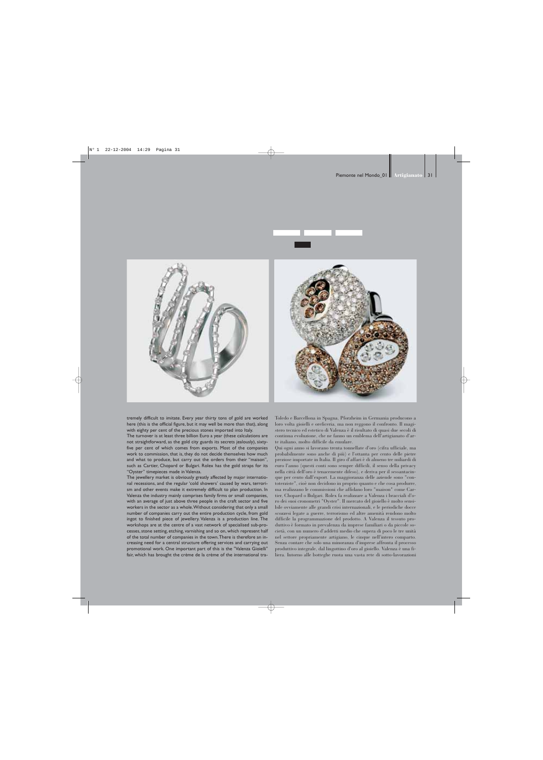tremely difficult to imitate. Every year thirty tons of gold are worked here (this is the official figure, but it may well be more than that), along with eighty per cent of the precious stones imported into Italy.

The turnover is at least three billion Euro a year (these calculations are not straightforward, as the gold city guards its secrets jealously), sixty-five per cent of which comes from exports. Most of the companies work to commission, that is, they do not decide themselves how much and what to produce, but carry out the orders from their "maison", such as Cartier, Chopard or Bulgari. Rolex has the gold straps for its "Oyster" timepieces made in Valenza.

The jewellery market is obviously greatly affected by major international recessions, and the regular 'cold showers' caused by wars, terrorism and other events make it extremely difficult to plan production. In Valenza the industry mainly comprises family firms or small companies, with an average of just above three people in the craft sector and five workers in the sector as a whole. Without considering that only a small number of companies carry out the entire production cycle, from gold ingot to finished piece of jewellery. Valenza is a production line. The workshops are at the centre of a vast network of specialised sub-processes, stone setting, etching, varnishing and so on, which represent half of the total number of companies in the town. There is therefore an increasing need for a central structure offering services and carrying out promotional work. One important part of this is the "Valenza Gioielli" fair, which has brought the crème de la crème of the international tra-

Toledo e Barcellona in Spagna, Pforzheim in Germania producono a loro volta gioielli e oreficeria, ma non reggono il confronto. Il magistero tecnico ed estetico di Valenza è il risultato di quasi due secoli di continua evoluzione, che ne fanno un emblema dell'artigianato d'arte italiano, molto difficile da emulare.

Qui ogni anno si lavorano trenta tonnellate d'oro (cifra ufficiale, ma probabilmente sono anche di più) e l'ottanta per cento delle pietre preziose importate in Italia. Il giro d'affari è di almeno tre miliardi di euro l'anno (questi conti sono sempre difficili, il senso della privacy nella città dell'oro è tenacemente difeso), e deriva per il sessantacinque per cento dall'export. La maggioranza delle aziende sono "contoterziste", cioè non decidono in proprio quanto e che cosa produrre, ma realizzano le commissioni che affidano loro "maison" come Cartier, Chopard o Bulgari. Rolex fa realizzare a Valenza i bracciali d'oro dei suoi cronometri "Oyster". Il mercato del gioiello è molto sensibile ovviamente alle grandi crisi internazionali, e le periodiche docce scozzesi legate a guerre, terrorismo ed altre amenità rendono molto difficile la programmazione del prodotto. A Valenza il tessuto produttivo è formato in prevalenza da imprese familiari o da piccole società, con un numero d'addetti medio che supera di poco le tre unità nel settore propriamente artigiano, le cinque nell'intero comparto. Senza contare che solo una minoranza d'imprese affronta il processo produttivo integrale, dal lingottino d'oro al gioiello. Valenza è una filiera. Intorno alle botteghe ruota una vasta rete di sotto-lavorazioni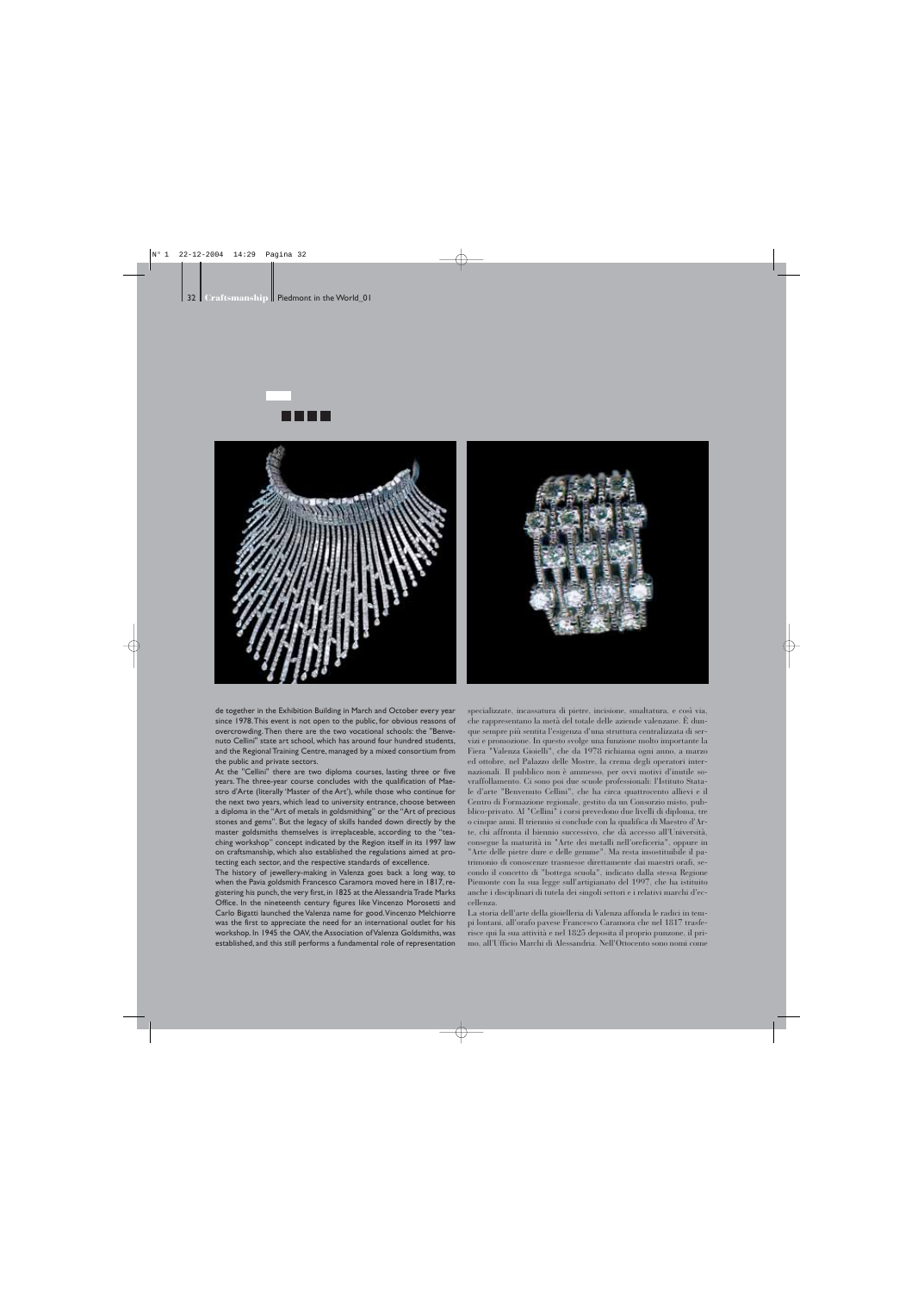de together in the Exhibition Building in March and October every year since 1978. This event is not open to the public, for obvious reasons of overcrowding. Then there are the two vocational schools: the "Benvenuto Cellini" state art school, which has around four hundred students, and the Regional Training Centre, managed by a mixed consortium from the public and private sectors.

At the "Cellini" there are two diploma courses, lasting three or five years. The three-year course concludes with the qualification of Maestro d'Arte (literally 'Master of the Art'), while those who continue for the next two years, which lead to university entrance, choose between a diploma in the "Art of metals in goldsmithing" or the "Art of precious stones and gems". But the legacy of skills handed down directly by the master goldsmiths themselves is irreplaceable, according to the "teaching workshop" concept indicated by the Region itself in its 1997 law on craftsmanship, which also established the regulations aimed at protecting each sector, and the respective standards of excellence.

The history of jewellery-making in Valenza goes back a long way, to when the Pavia goldsmith Francesco Caramora moved here in 1817, registering his punch, the very first, in 1825 at the Alessandria Trade Marks Office. In the nineteenth century figures like Vincenzo Morosetti and Carlo Bigatti launched the Valenza name for good. Vincenzo Melchiorre was the first to appreciate the need for an international outlet for his workshop. In 1945 the OAV, the Association of Valenza Goldsmiths, was established, and this still performs a fundamental role of representation

specializzate, incassatura di pietre, incisione, smaltatura, e così via, che rappresentano la metà del totale delle aziende valenzane. È dunque sempre più sentita l'esigenza d'una struttura centralizzata di servizi e promozione. In questo svolge una funzione molto importante la Fiera "Valenza Gioielli", che da 1978 richiama ogni anno, a marzo ed ottobre, nel Palazzo delle Mostre, la crema degli operatori internazionali. Il pubblico non è ammesso, per ovvi motivi d'inutile sovraffollamento. Ci sono poi due scuole professionali: l'Istituto Statale d'arte "Benvenuto Cellini", che ha circa quattrocento allievi e il Centro di Formazione regionale, gestito da un Consorzio misto, pubblico-privato. Al "Cellini" i corsi prevedono due livelli di diploma, tre o cinque anni. Il triennio si conclude con la qualifica di Maestro d'Arte, chi affronta il biennio successivo, che dà accesso all'Università, consegue la maturità in "Arte dei metalli nell'oreficeria", oppure in "Arte delle pietre dure e delle gemme". Ma resta insostituibile il patrimonio di conoscenze trasmesse direttamente dai maestri orafi, secondo il concetto di "bottega scuola", indicato dalla stessa Regione Piemonte con la sua legge sull'artigianato del 1997, che ha istituito anche i disciplinari di tutela dei singoli settori e i relativi marchi d'eccellenza.

La storia dell'arte della gioielleria di Valenza affonda le radici in tempi lontani, all'orafo pavese Francesco Caramora che nel 1817 trasferisce qui la sua attività e nel 1825 deposita il proprio punzone, il primo, all'Ufficio Marchi di Alessandria. Nell'Ottocento sono nomi come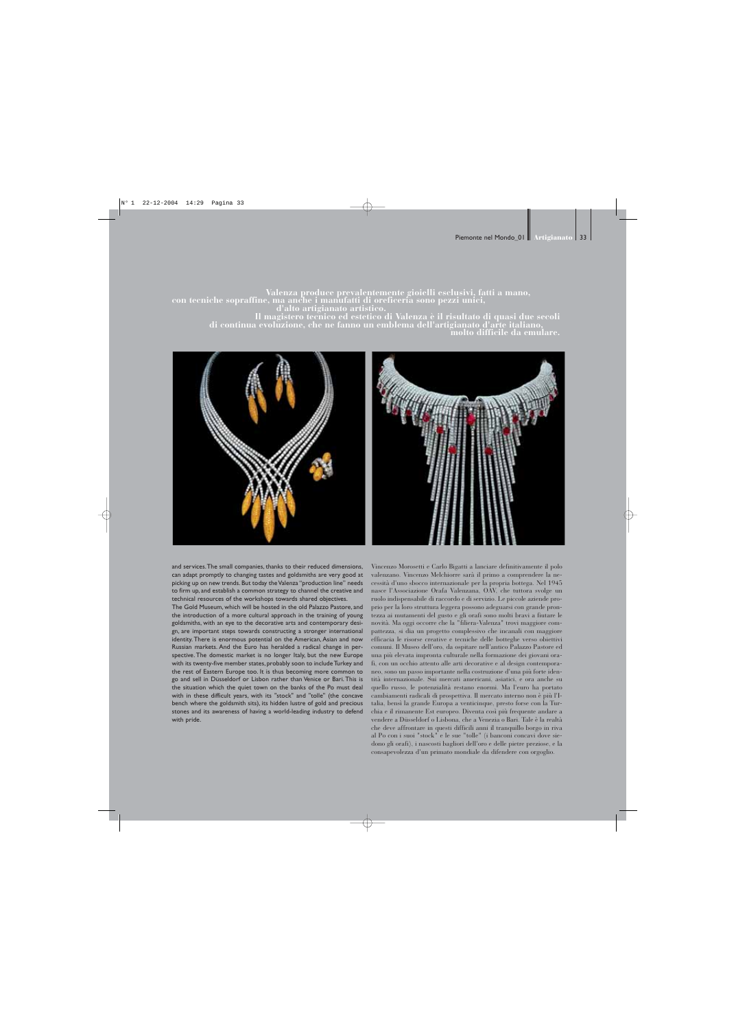**Valenza produce prevalentemente gioielli esclusivi, fatti a mano, con tecniche sopraffine, ma anche i manufatti di oreficeria sono pezzi unici, d'alto artigianato artistico. Il magistero tecnico ed estetico di Valenza è il risultato di quasi due secoli di continua evoluzione, che ne fanno un emblema dell'artigianato d'arte italiano, molto difficile da emulare.**

and services. The small companies, thanks to their reduced dimensions, can adapt promptly to changing tastes and goldsmiths are very good at picking up on new trends. But today the Valenza "production line" needs to firm up, and establish a common strategy to channel the creative and technical resources of the workshops towards shared objectives.

The Gold Museum, which will be hosted in the old Palazzo Pastore, and the introduction of a more cultural approach in the training of young goldsmiths, with an eye to the decorative arts and contemporary design, are important steps towards constructing a stronger international identity. There is enormous potential on the American, Asian and now Russian markets. And the Euro has heralded a radical change in perspective. The domestic market is no longer Italy, but the new Europe with its twenty-five member states, probably soon to include Turkey and the rest of Eastern Europe too. It is thus becoming more common to go and sell in Düsseldorf or Lisbon rather than Venice or Bari. This is the situation which the quiet town on the banks of the Po must deal with in these difficult years, with its "stock" and "tolle" (the concave bench where the goldsmith sits), its hidden lustre of gold and precious stones and its awareness of having a world-leading industry to defend with pride.

Vincenzo Morosetti e Carlo Bigatti a lanciare definitivamente il polo valenzano. Vincenzo Melchiorre sarà il primo a comprendere la necessità d'uno sbocco internazionale per la propria bottega. Nel 1945 nasce l'Associazione Orafa Valenzana, OAV, che tuttora svolge un ruolo indispensabile di raccordo e di servizio. Le piccole aziende proprio per la loro struttura leggera possono adeguarsi con grande prontezza ai mutamenti del gusto e gli orafi sono molto bravi a fiutare le novità. Ma oggi occorre che la "filiera-Valenza" trovi maggiore compattezza, si dia un progetto complessivo che incanali con maggiore efficacia le risorse creative e tecniche delle botteghe verso obiettivi comuni. Il Museo dell'oro, da ospitare nell'antico Palazzo Pastore ed una più elevata impronta culturale nella formazione dei giovani orafi, con un occhio attento alle arti decorative e al design contemporaneo, sono un passo importante nella costruzione d'una più forte identità internazionale. Sui mercati americani, asiatici, e ora anche su quello russo, le potenzialità restano enormi. Ma l'euro ha portato cambiamenti radicali di prospettiva. Il mercato interno non è più l'Italia, bensì la grande Europa a venticinque, presto forse con la Turchia e il rimanente Est europeo. Diventa così più frequente andare a vendere a Düsseldorf o Lisbona, che a Venezia o Bari. Tale è la realtà che deve affrontare in questi difficili anni il tranquillo borgo in riva al Po con i suoi "stock" e le sue "tolle" (i banconi concavi dove siedono gli orafi), i nascosti bagliori dell'oro e delle pietre preziose, e la consapevolezza d'un primato mondiale da difendere con orgoglio.